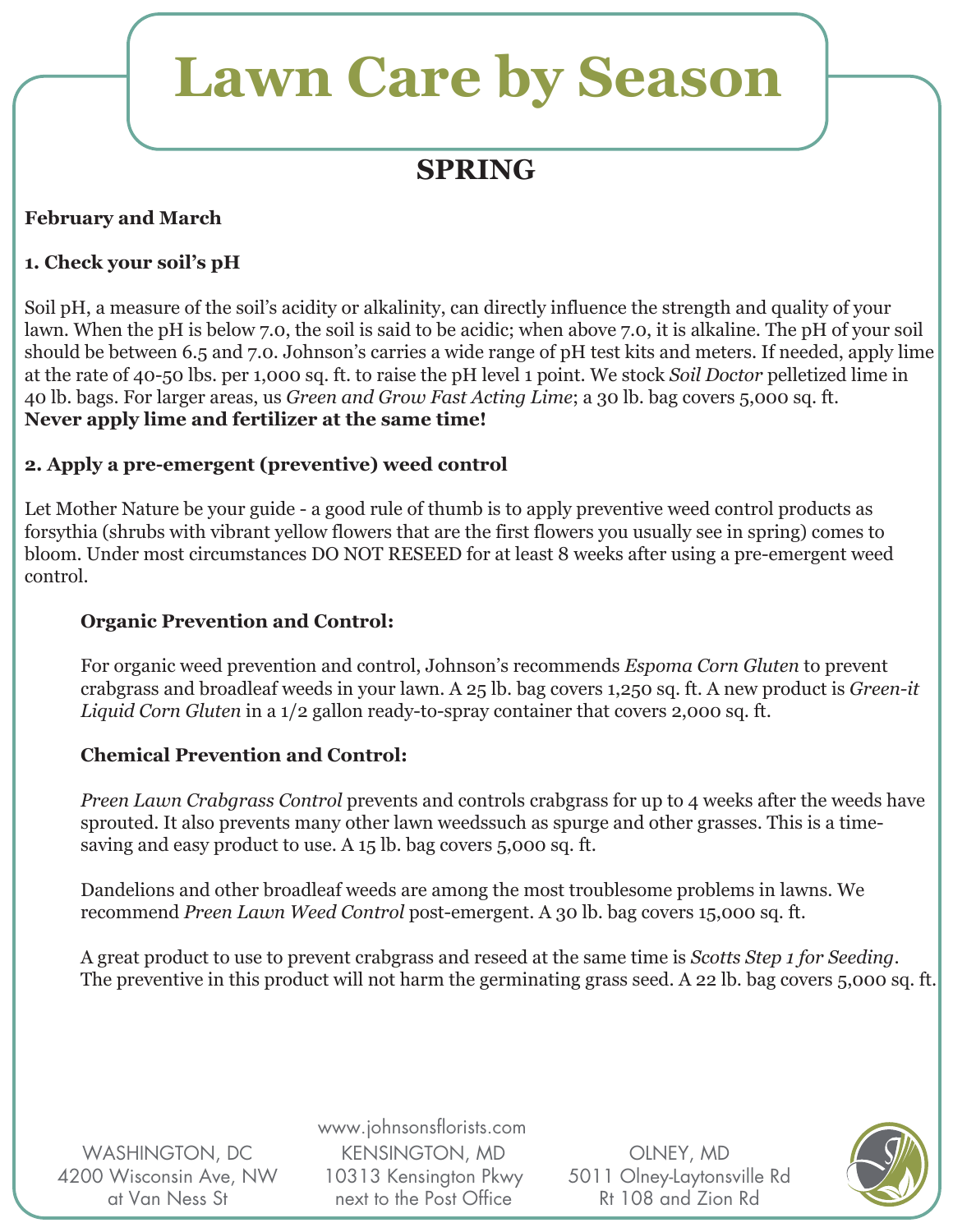# Lawn Care by Season

## SPRING

**February and March**

**1. Check your soil's pH**

Soil pH, a measure of the soil's acidity or alkalinity, can directly influence the strength and quality of your lawn. When the pH is below 7.0, the soil is said to be acidic; when above 7.0, it is alkaline. The pH of your soil should be between 6.5 and 7.0. Johnson's carries a wide range of pH test kits and meters. If needed, apply lime at the rate of 40-50 lbs. per 1,000 sq. ft. to raise the pH level 1 point. We stock *Soil Doctor* pelletized lime in 40 lb. bags. For larger areas, us *Green and Grow Fast Acting Lime*; a 30 lb. bag covers 5,000 sq. ft.
**Never apply lime and fertilizer at the same time!**

**2. Apply a pre-emergent (preventive) weed control**

Let Mother Nature be your guide - a good rule of thumb is to apply preventive weed control products as forsythia (shrubs with vibrant yellow flowers that are the first flowers you usually see in spring) comes to bloom. Under most circumstances DO NOT RESEED for at least 8 weeks after using a pre-emergent weed control.

**Organic Prevention and Control:**

For organic weed prevention and control, Johnson's recommends *Espoma Corn Gluten* to prevent crabgrass and broadleaf weeds in your lawn. A 25 lb. bag covers 1,250 sq. ft. A new product is *Green-it Liquid Corn Gluten* in a 1/2 gallon ready-to-spray container that covers 2,000 sq. ft.

**Chemical Prevention and Control:**

*Preen Lawn Crabgrass Control* prevents and controls crabgrass for up to 4 weeks after the weeds have sprouted. It also prevents many other lawn weedssuch as spurge and other grasses. This is a time-saving and easy product to use. A 15 lb. bag covers 5,000 sq. ft.

Dandelions and other broadleaf weeds are among the most troublesome problems in lawns. We recommend *Preen Lawn Weed Control* post-emergent. A 30 lb. bag covers 15,000 sq. ft.

A great product to use to prevent crabgrass and reseed at the same time is *Scotts Step 1 for Seeding*. The preventive in this product will not harm the germinating grass seed. A 22 lb. bag covers 5,000 sq. ft.

www.johnsonsflorists.com

WASHINGTON, DC
4200 Wisconsin Ave, NW
at Van Ness St

KENSINGTON, MD
10313 Kensington Pkwy
next to the Post Office

OLNEY, MD
5011 Olney-Laytonsville Rd
Rt 108 and Zion Rd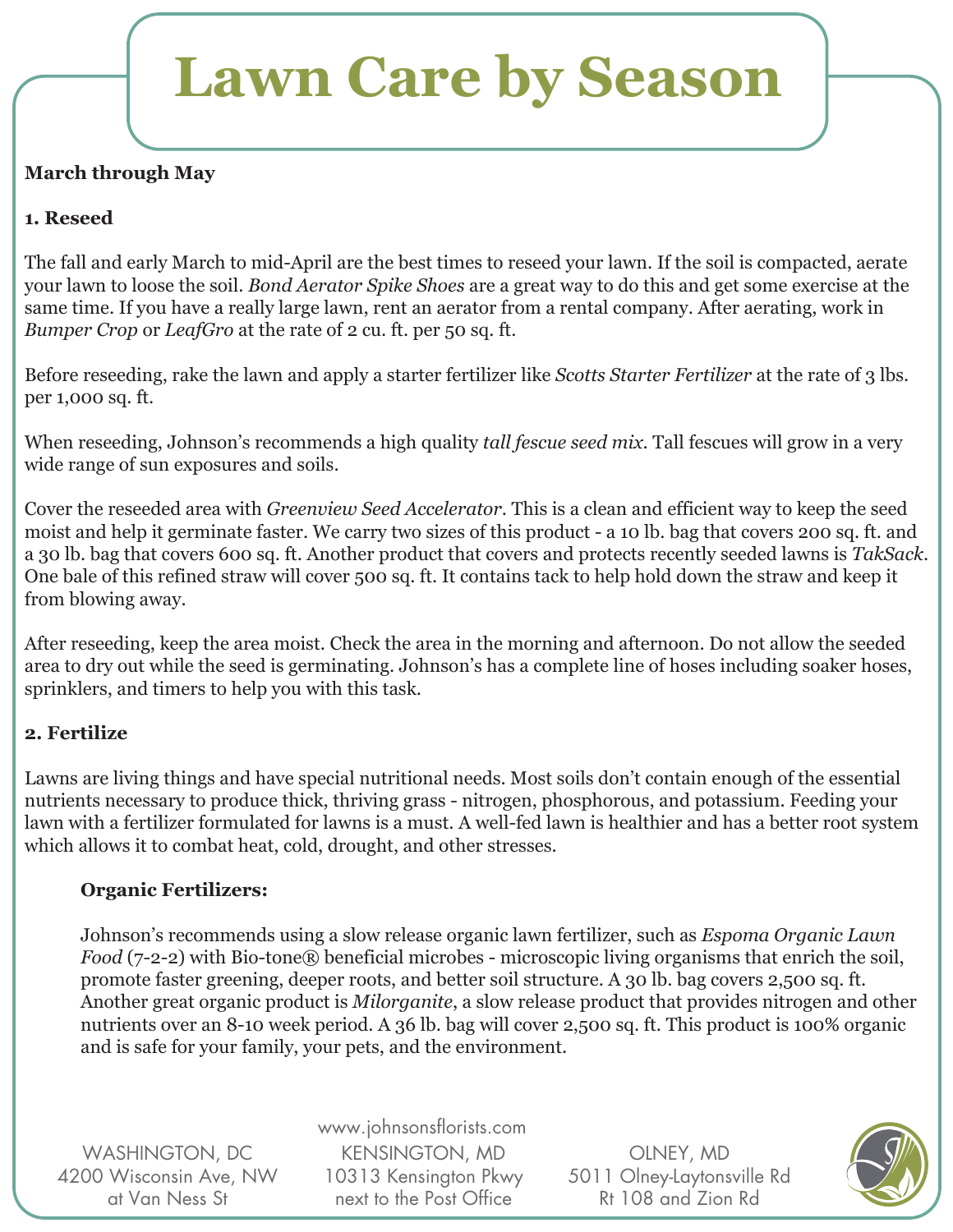# Lawn Care by Season

**March through May**

**1. Reseed**

The fall and early March to mid-April are the best times to reseed your lawn. If the soil is compacted, aerate your lawn to loose the soil. *Bond Aerator Spike Shoes* are a great way to do this and get some exercise at the same time. If you have a really large lawn, rent an aerator from a rental company. After aerating, work in *Bumper Crop* or *LeafGro* at the rate of 2 cu. ft. per 50 sq. ft.

Before reseeding, rake the lawn and apply a starter fertilizer like *Scotts Starter Fertilizer* at the rate of 3 lbs. per 1,000 sq. ft.

When reseeding, Johnson's recommends a high quality *tall fescue seed mix*. Tall fescues will grow in a very wide range of sun exposures and soils.

Cover the reseeded area with *Greenview Seed Accelerator*. This is a clean and efficient way to keep the seed moist and help it germinate faster. We carry two sizes of this product - a 10 lb. bag that covers 200 sq. ft. and a 30 lb. bag that covers 600 sq. ft. Another product that covers and protects recently seeded lawns is *TakSack*. One bale of this refined straw will cover 500 sq. ft. It contains tack to help hold down the straw and keep it from blowing away.

After reseeding, keep the area moist. Check the area in the morning and afternoon. Do not allow the seeded area to dry out while the seed is germinating. Johnson's has a complete line of hoses including soaker hoses, sprinklers, and timers to help you with this task.

**2. Fertilize**

Lawns are living things and have special nutritional needs. Most soils don't contain enough of the essential nutrients necessary to produce thick, thriving grass - nitrogen, phosphorous, and potassium. Feeding your lawn with a fertilizer formulated for lawns is a must. A well-fed lawn is healthier and has a better root system which allows it to combat heat, cold, drought, and other stresses.

**Organic Fertilizers:**

Johnson's recommends using a slow release organic lawn fertilizer, such as *Espoma Organic Lawn Food* (7-2-2) with Bio-tone® beneficial microbes - microscopic living organisms that enrich the soil, promote faster greening, deeper roots, and better soil structure. A 30 lb. bag covers 2,500 sq. ft. Another great organic product is *Milorganite*, a slow release product that provides nitrogen and other nutrients over an 8-10 week period. A 36 lb. bag will cover 2,500 sq. ft. This product is 100% organic and is safe for your family, your pets, and the environment.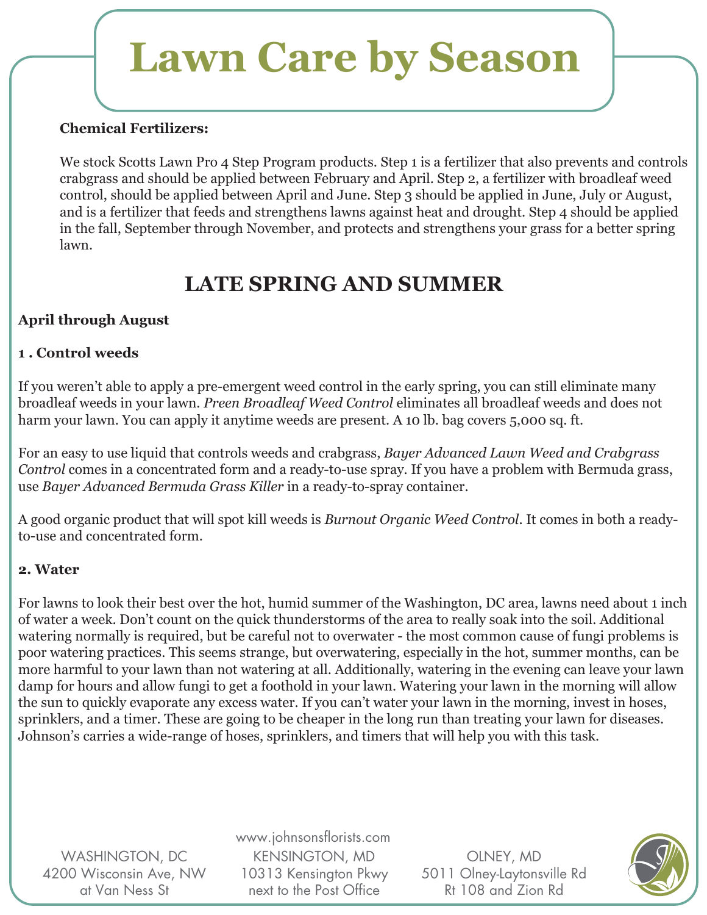# Lawn Care by Season

**Chemical Fertilizers:**

We stock Scotts Lawn Pro 4 Step Program products. Step 1 is a fertilizer that also prevents and controls crabgrass and should be applied between February and April. Step 2, a fertilizer with broadleaf weed control, should be applied between April and June. Step 3 should be applied in June, July or August, and is a fertilizer that feeds and strengthens lawns against heat and drought. Step 4 should be applied in the fall, September through November, and protects and strengthens your grass for a better spring lawn.

## LATE SPRING AND SUMMER

**April through August**

**1 . Control weeds**

If you weren't able to apply a pre-emergent weed control in the early spring, you can still eliminate many broadleaf weeds in your lawn. *Preen Broadleaf Weed Control* eliminates all broadleaf weeds and does not harm your lawn. You can apply it anytime weeds are present. A 10 lb. bag covers 5,000 sq. ft.

For an easy to use liquid that controls weeds and crabgrass, *Bayer Advanced Lawn Weed and Crabgrass Control* comes in a concentrated form and a ready-to-use spray. If you have a problem with Bermuda grass, use *Bayer Advanced Bermuda Grass Killer* in a ready-to-spray container.

A good organic product that will spot kill weeds is *Burnout Organic Weed Control*. It comes in both a ready-to-use and concentrated form.

**2. Water**

For lawns to look their best over the hot, humid summer of the Washington, DC area, lawns need about 1 inch of water a week. Don't count on the quick thunderstorms of the area to really soak into the soil. Additional watering normally is required, but be careful not to overwater - the most common cause of fungi problems is poor watering practices. This seems strange, but overwatering, especially in the hot, summer months, can be more harmful to your lawn than not watering at all. Additionally, watering in the evening can leave your lawn damp for hours and allow fungi to get a foothold in your lawn. Watering your lawn in the morning will allow the sun to quickly evaporate any excess water. If you can't water your lawn in the morning, invest in hoses, sprinklers, and a timer. These are going to be cheaper in the long run than treating your lawn for diseases. Johnson's carries a wide-range of hoses, sprinklers, and timers that will help you with this task.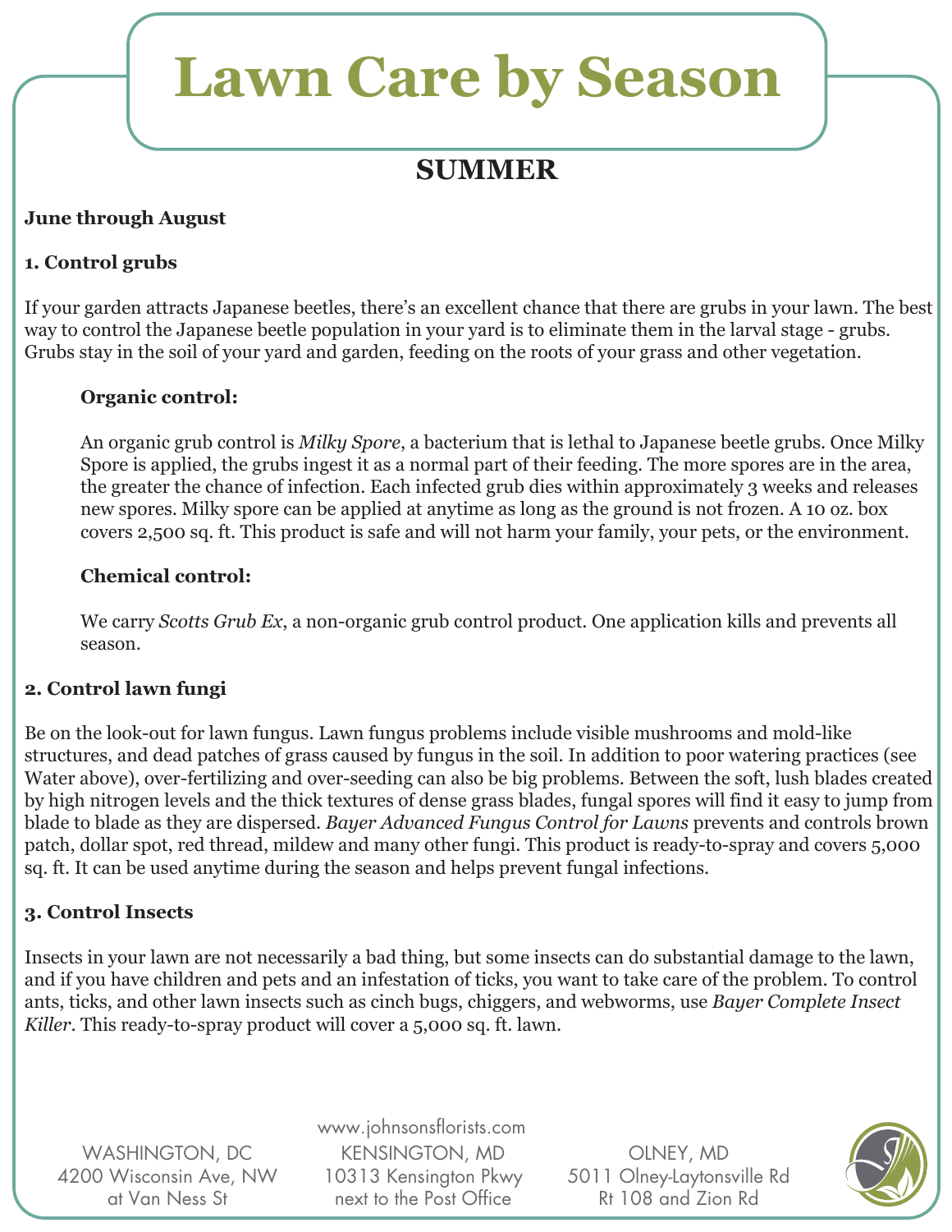# Lawn Care by Season

## SUMMER

**June through August**

**1. Control grubs**

If your garden attracts Japanese beetles, there's an excellent chance that there are grubs in your lawn. The best way to control the Japanese beetle population in your yard is to eliminate them in the larval stage - grubs. Grubs stay in the soil of your yard and garden, feeding on the roots of your grass and other vegetation.

**Organic control:**

An organic grub control is *Milky Spore*, a bacterium that is lethal to Japanese beetle grubs. Once Milky Spore is applied, the grubs ingest it as a normal part of their feeding. The more spores are in the area, the greater the chance of infection. Each infected grub dies within approximately 3 weeks and releases new spores. Milky spore can be applied at anytime as long as the ground is not frozen. A 10 oz. box covers 2,500 sq. ft. This product is safe and will not harm your family, your pets, or the environment.

**Chemical control:**

We carry *Scotts Grub Ex*, a non-organic grub control product. One application kills and prevents all season.

**2. Control lawn fungi**

Be on the look-out for lawn fungus. Lawn fungus problems include visible mushrooms and mold-like structures, and dead patches of grass caused by fungus in the soil. In addition to poor watering practices (see Water above), over-fertilizing and over-seeding can also be big problems. Between the soft, lush blades created by high nitrogen levels and the thick textures of dense grass blades, fungal spores will find it easy to jump from blade to blade as they are dispersed. *Bayer Advanced Fungus Control for Lawns* prevents and controls brown patch, dollar spot, red thread, mildew and many other fungi. This product is ready-to-spray and covers 5,000 sq. ft. It can be used anytime during the season and helps prevent fungal infections.

**3. Control Insects**

Insects in your lawn are not necessarily a bad thing, but some insects can do substantial damage to the lawn, and if you have children and pets and an infestation of ticks, you want to take care of the problem. To control ants, ticks, and other lawn insects such as cinch bugs, chiggers, and webworms, use *Bayer Complete Insect Killer*. This ready-to-spray product will cover a 5,000 sq. ft. lawn.

www.johnsonsflorists.com

WASHINGTON, DC
4200 Wisconsin Ave, NW
at Van Ness St

KENSINGTON, MD
10313 Kensington Pkwy
next to the Post Office

OLNEY, MD
5011 Olney-Laytonsville Rd
Rt 108 and Zion Rd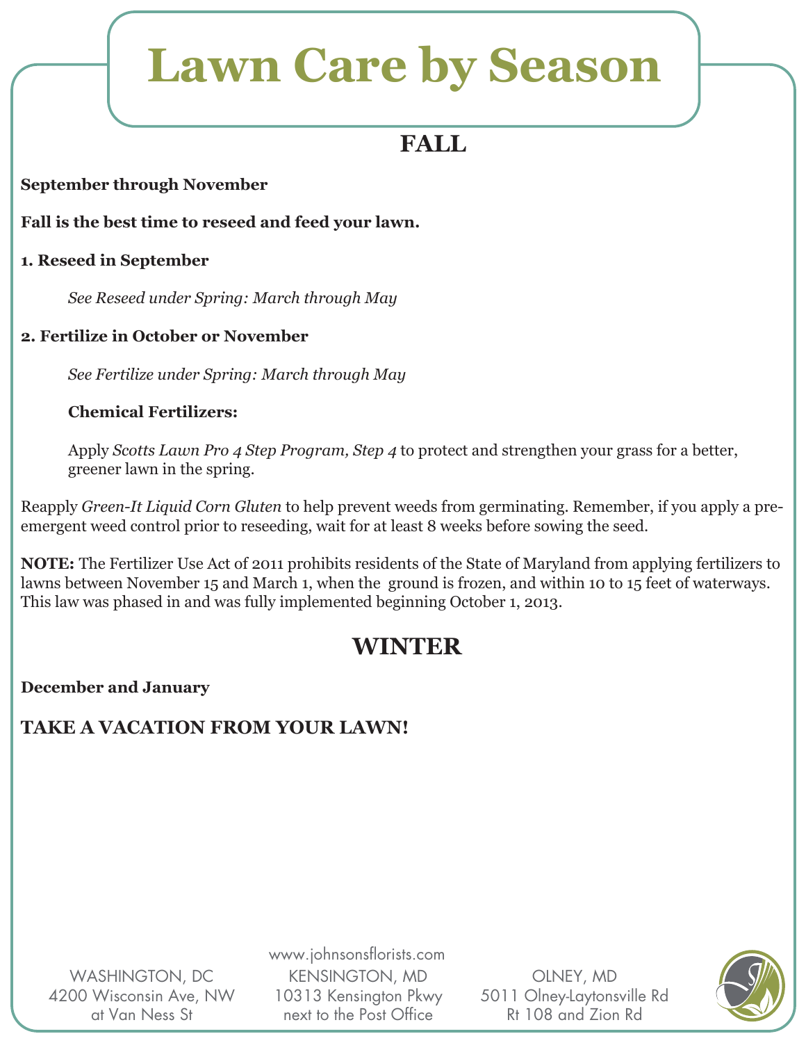# Lawn Care by Season

## FALL

**September through November**

**Fall is the best time to reseed and feed your lawn.**

**1. Reseed in September**

*See Reseed under Spring: March through May*

**2. Fertilize in October or November**

*See Fertilize under Spring: March through May*

**Chemical Fertilizers:**

Apply *Scotts Lawn Pro 4 Step Program, Step 4* to protect and strengthen your grass for a better, greener lawn in the spring.

Reapply *Green-It Liquid Corn Gluten* to help prevent weeds from germinating. Remember, if you apply a pre-emergent weed control prior to reseeding, wait for at least 8 weeks before sowing the seed.

**NOTE:** The Fertilizer Use Act of 2011 prohibits residents of the State of Maryland from applying fertilizers to lawns between November 15 and March 1, when the ground is frozen, and within 10 to 15 feet of waterways. This law was phased in and was fully implemented beginning October 1, 2013.

## WINTER

**December and January**

**TAKE A VACATION FROM YOUR LAWN!**